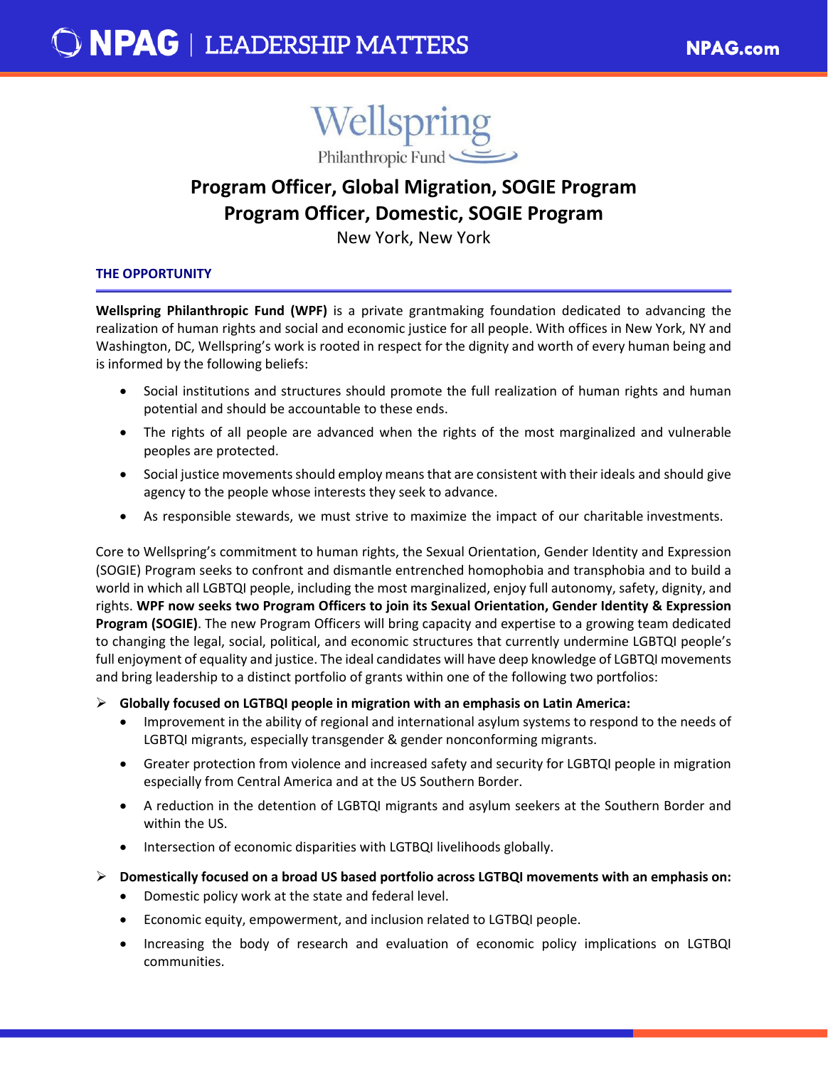# Program Officer, Global Migration, SOGIE Program
# Program Officer, Domestic, SOGIE Program

New York, New York

## THE OPPORTUNITY

**Wellspring Philanthropic Fund (WPF)** is a private grantmaking foundation dedicated to advancing the realization of human rights and social and economic justice for all people. With offices in New York, NY and Washington, DC, Wellspring's work is rooted in respect for the dignity and worth of every human being and is informed by the following beliefs:

- Social institutions and structures should promote the full realization of human rights and human potential and should be accountable to these ends.
- The rights of all people are advanced when the rights of the most marginalized and vulnerable peoples are protected.
- Social justice movements should employ means that are consistent with their ideals and should give agency to the people whose interests they seek to advance.
- As responsible stewards, we must strive to maximize the impact of our charitable investments.

Core to Wellspring's commitment to human rights, the Sexual Orientation, Gender Identity and Expression (SOGIE) Program seeks to confront and dismantle entrenched homophobia and transphobia and to build a world in which all LGBTQI people, including the most marginalized, enjoy full autonomy, safety, dignity, and rights. **WPF now seeks two Program Officers to join its Sexual Orientation, Gender Identity & Expression Program (SOGIE)**. The new Program Officers will bring capacity and expertise to a growing team dedicated to changing the legal, social, political, and economic structures that currently undermine LGBTQI people's full enjoyment of equality and justice. The ideal candidates will have deep knowledge of LGBTQI movements and bring leadership to a distinct portfolio of grants within one of the following two portfolios:

- **Globally focused on LGTBQI people in migration with an emphasis on Latin America:**
  - Improvement in the ability of regional and international asylum systems to respond to the needs of LGBTQI migrants, especially transgender & gender nonconforming migrants.
  - Greater protection from violence and increased safety and security for LGBTQI people in migration especially from Central America and at the US Southern Border.
  - A reduction in the detention of LGBTQI migrants and asylum seekers at the Southern Border and within the US.
  - Intersection of economic disparities with LGTBQI livelihoods globally.
- **Domestically focused on a broad US based portfolio across LGTBQI movements with an emphasis on:**
  - Domestic policy work at the state and federal level.
  - Economic equity, empowerment, and inclusion related to LGTBQI people.
  - Increasing the body of research and evaluation of economic policy implications on LGTBQI communities.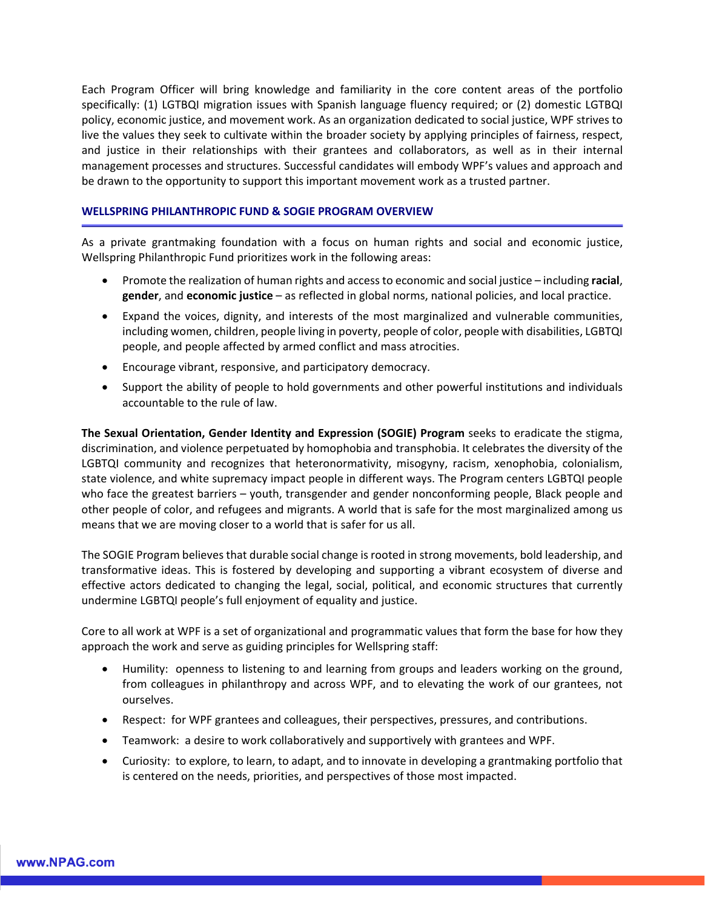Each Program Officer will bring knowledge and familiarity in the core content areas of the portfolio specifically: (1) LGTBQI migration issues with Spanish language fluency required; or (2) domestic LGTBQI policy, economic justice, and movement work. As an organization dedicated to social justice, WPF strives to live the values they seek to cultivate within the broader society by applying principles of fairness, respect, and justice in their relationships with their grantees and collaborators, as well as in their internal management processes and structures. Successful candidates will embody WPF's values and approach and be drawn to the opportunity to support this important movement work as a trusted partner.

## WELLSPRING PHILANTHROPIC FUND & SOGIE PROGRAM OVERVIEW

As a private grantmaking foundation with a focus on human rights and social and economic justice, Wellspring Philanthropic Fund prioritizes work in the following areas:

- Promote the realization of human rights and access to economic and social justice – including **racial**, **gender**, and **economic justice** – as reflected in global norms, national policies, and local practice.
- Expand the voices, dignity, and interests of the most marginalized and vulnerable communities, including women, children, people living in poverty, people of color, people with disabilities, LGBTQI people, and people affected by armed conflict and mass atrocities.
- Encourage vibrant, responsive, and participatory democracy.
- Support the ability of people to hold governments and other powerful institutions and individuals accountable to the rule of law.

**The Sexual Orientation, Gender Identity and Expression (SOGIE) Program** seeks to eradicate the stigma, discrimination, and violence perpetuated by homophobia and transphobia. It celebrates the diversity of the LGBTQI community and recognizes that heteronormativity, misogyny, racism, xenophobia, colonialism, state violence, and white supremacy impact people in different ways. The Program centers LGBTQI people who face the greatest barriers – youth, transgender and gender nonconforming people, Black people and other people of color, and refugees and migrants. A world that is safe for the most marginalized among us means that we are moving closer to a world that is safer for us all.

The SOGIE Program believes that durable social change is rooted in strong movements, bold leadership, and transformative ideas. This is fostered by developing and supporting a vibrant ecosystem of diverse and effective actors dedicated to changing the legal, social, political, and economic structures that currently undermine LGBTQI people's full enjoyment of equality and justice.

Core to all work at WPF is a set of organizational and programmatic values that form the base for how they approach the work and serve as guiding principles for Wellspring staff:

- Humility: openness to listening to and learning from groups and leaders working on the ground, from colleagues in philanthropy and across WPF, and to elevating the work of our grantees, not ourselves.
- Respect: for WPF grantees and colleagues, their perspectives, pressures, and contributions.
- Teamwork: a desire to work collaboratively and supportively with grantees and WPF.
- Curiosity: to explore, to learn, to adapt, and to innovate in developing a grantmaking portfolio that is centered on the needs, priorities, and perspectives of those most impacted.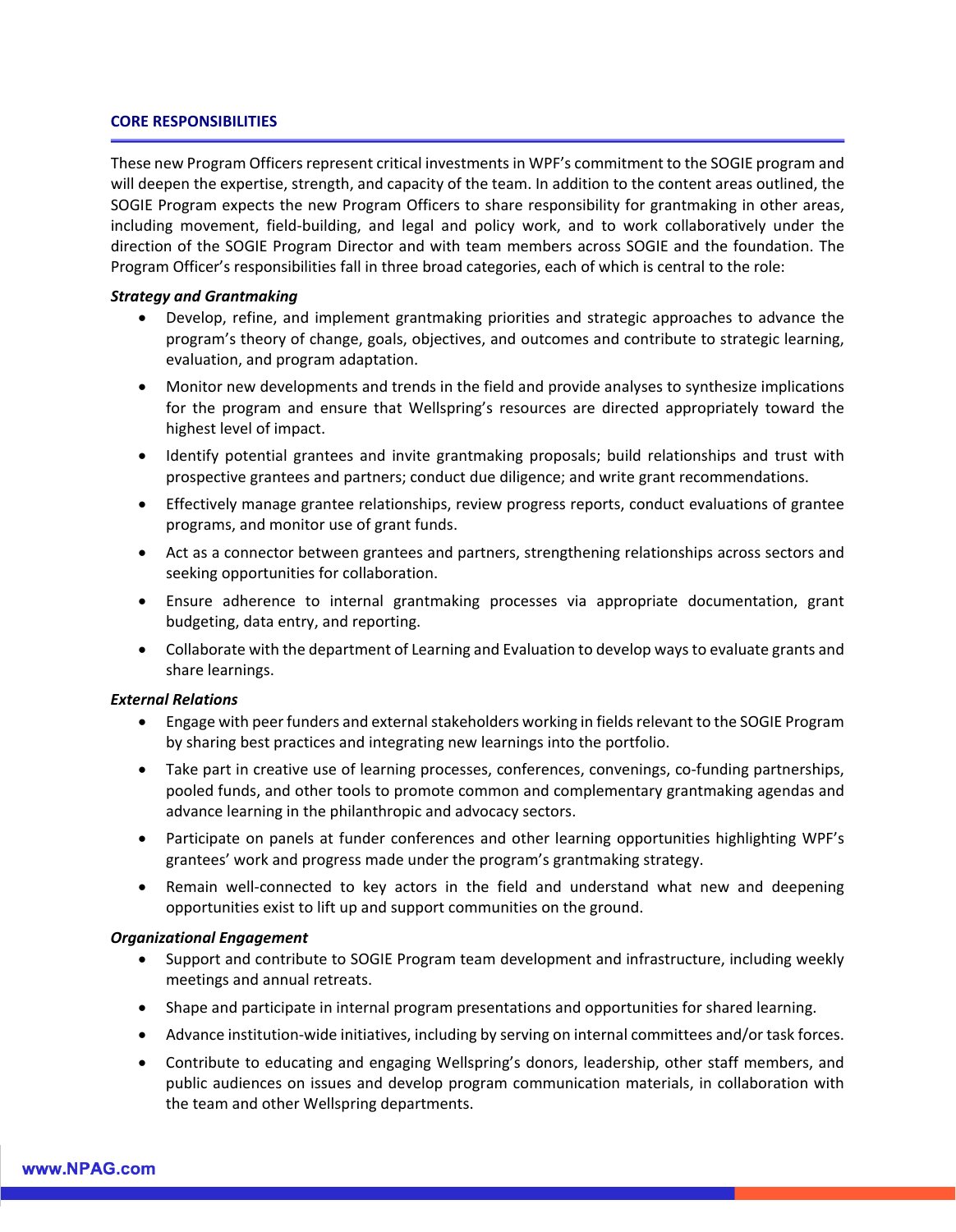## CORE RESPONSIBILITIES

These new Program Officers represent critical investments in WPF's commitment to the SOGIE program and will deepen the expertise, strength, and capacity of the team. In addition to the content areas outlined, the SOGIE Program expects the new Program Officers to share responsibility for grantmaking in other areas, including movement, field-building, and legal and policy work, and to work collaboratively under the direction of the SOGIE Program Director and with team members across SOGIE and the foundation. The Program Officer's responsibilities fall in three broad categories, each of which is central to the role:

***Strategy and Grantmaking***

- Develop, refine, and implement grantmaking priorities and strategic approaches to advance the program's theory of change, goals, objectives, and outcomes and contribute to strategic learning, evaluation, and program adaptation.
- Monitor new developments and trends in the field and provide analyses to synthesize implications for the program and ensure that Wellspring's resources are directed appropriately toward the highest level of impact.
- Identify potential grantees and invite grantmaking proposals; build relationships and trust with prospective grantees and partners; conduct due diligence; and write grant recommendations.
- Effectively manage grantee relationships, review progress reports, conduct evaluations of grantee programs, and monitor use of grant funds.
- Act as a connector between grantees and partners, strengthening relationships across sectors and seeking opportunities for collaboration.
- Ensure adherence to internal grantmaking processes via appropriate documentation, grant budgeting, data entry, and reporting.
- Collaborate with the department of Learning and Evaluation to develop ways to evaluate grants and share learnings.

***External Relations***

- Engage with peer funders and external stakeholders working in fields relevant to the SOGIE Program by sharing best practices and integrating new learnings into the portfolio.
- Take part in creative use of learning processes, conferences, convenings, co-funding partnerships, pooled funds, and other tools to promote common and complementary grantmaking agendas and advance learning in the philanthropic and advocacy sectors.
- Participate on panels at funder conferences and other learning opportunities highlighting WPF's grantees' work and progress made under the program's grantmaking strategy.
- Remain well-connected to key actors in the field and understand what new and deepening opportunities exist to lift up and support communities on the ground.

***Organizational Engagement***

- Support and contribute to SOGIE Program team development and infrastructure, including weekly meetings and annual retreats.
- Shape and participate in internal program presentations and opportunities for shared learning.
- Advance institution-wide initiatives, including by serving on internal committees and/or task forces.
- Contribute to educating and engaging Wellspring's donors, leadership, other staff members, and public audiences on issues and develop program communication materials, in collaboration with the team and other Wellspring departments.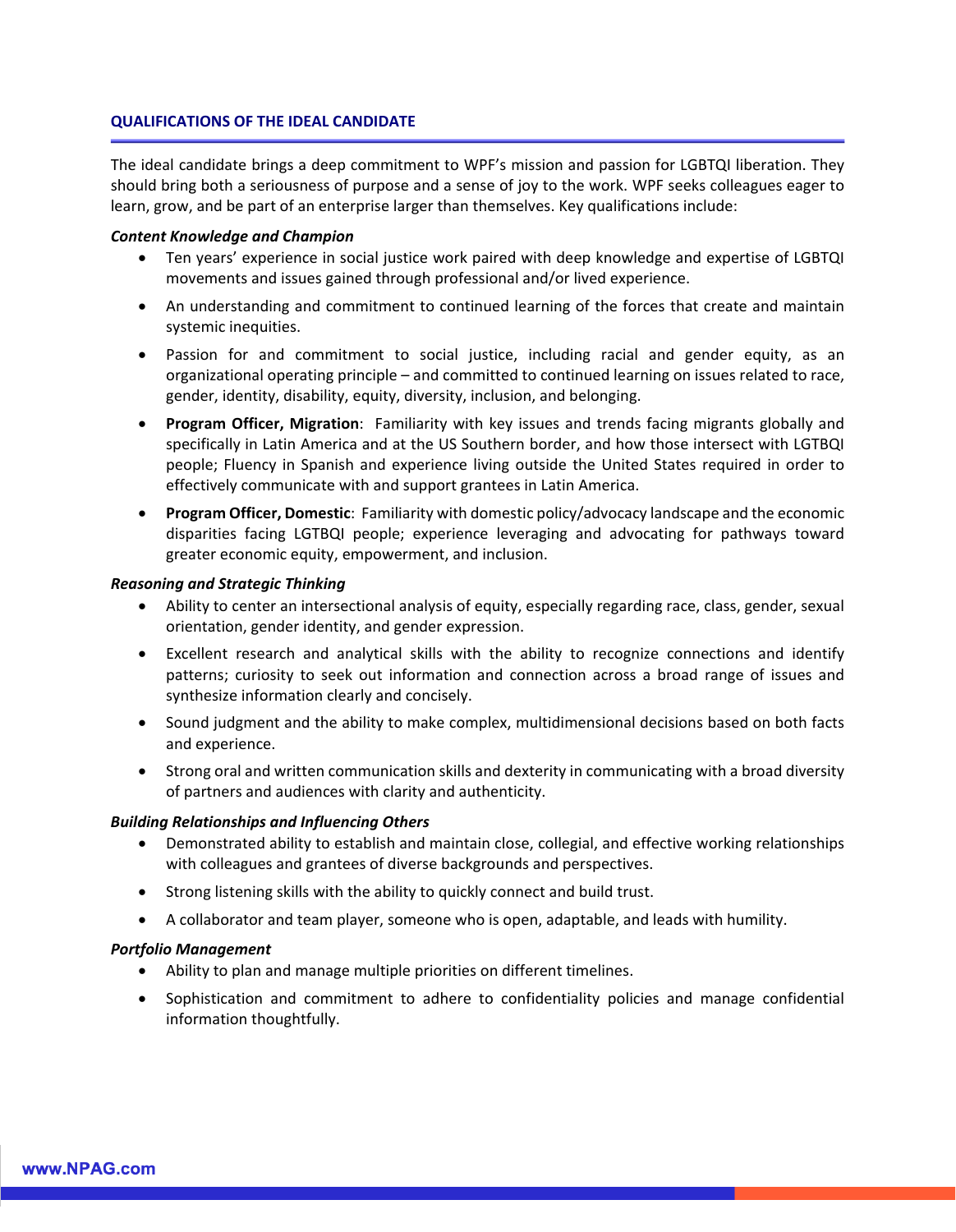## QUALIFICATIONS OF THE IDEAL CANDIDATE

The ideal candidate brings a deep commitment to WPF's mission and passion for LGBTQI liberation. They should bring both a seriousness of purpose and a sense of joy to the work. WPF seeks colleagues eager to learn, grow, and be part of an enterprise larger than themselves. Key qualifications include:

***Content Knowledge and Champion***

- Ten years' experience in social justice work paired with deep knowledge and expertise of LGBTQI movements and issues gained through professional and/or lived experience.
- An understanding and commitment to continued learning of the forces that create and maintain systemic inequities.
- Passion for and commitment to social justice, including racial and gender equity, as an organizational operating principle – and committed to continued learning on issues related to race, gender, identity, disability, equity, diversity, inclusion, and belonging.
- **Program Officer, Migration**: Familiarity with key issues and trends facing migrants globally and specifically in Latin America and at the US Southern border, and how those intersect with LGTBQI people; Fluency in Spanish and experience living outside the United States required in order to effectively communicate with and support grantees in Latin America.
- **Program Officer, Domestic**: Familiarity with domestic policy/advocacy landscape and the economic disparities facing LGTBQI people; experience leveraging and advocating for pathways toward greater economic equity, empowerment, and inclusion.

***Reasoning and Strategic Thinking***

- Ability to center an intersectional analysis of equity, especially regarding race, class, gender, sexual orientation, gender identity, and gender expression.
- Excellent research and analytical skills with the ability to recognize connections and identify patterns; curiosity to seek out information and connection across a broad range of issues and synthesize information clearly and concisely.
- Sound judgment and the ability to make complex, multidimensional decisions based on both facts and experience.
- Strong oral and written communication skills and dexterity in communicating with a broad diversity of partners and audiences with clarity and authenticity.

***Building Relationships and Influencing Others***

- Demonstrated ability to establish and maintain close, collegial, and effective working relationships with colleagues and grantees of diverse backgrounds and perspectives.
- Strong listening skills with the ability to quickly connect and build trust.
- A collaborator and team player, someone who is open, adaptable, and leads with humility.

***Portfolio Management***

- Ability to plan and manage multiple priorities on different timelines.
- Sophistication and commitment to adhere to confidentiality policies and manage confidential information thoughtfully.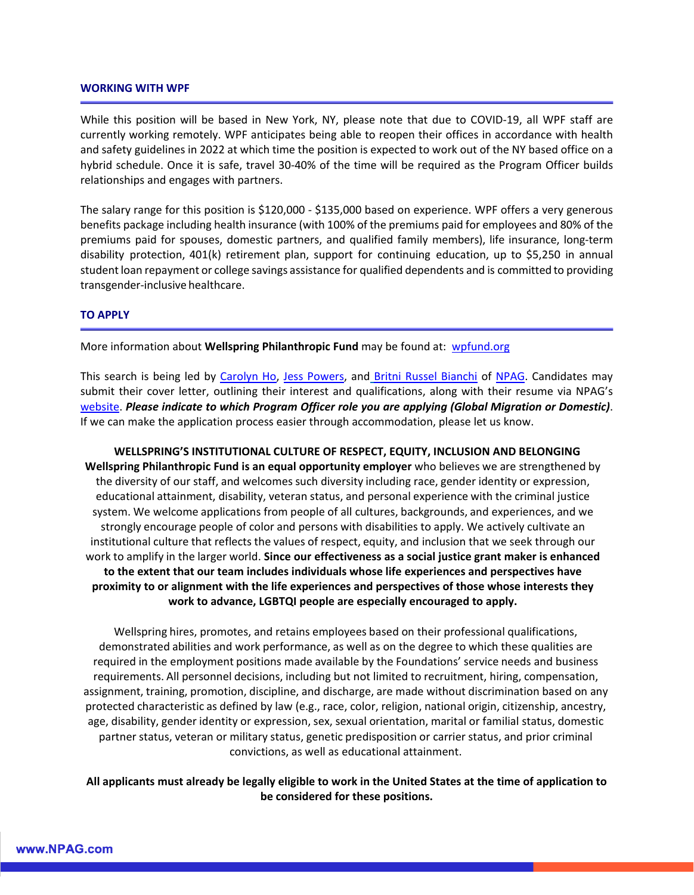## WORKING WITH WPF

While this position will be based in New York, NY, please note that due to COVID-19, all WPF staff are currently working remotely. WPF anticipates being able to reopen their offices in accordance with health and safety guidelines in 2022 at which time the position is expected to work out of the NY based office on a hybrid schedule. Once it is safe, travel 30-40% of the time will be required as the Program Officer builds relationships and engages with partners.

The salary range for this position is $120,000 - $135,000 based on experience. WPF offers a very generous benefits package including health insurance (with 100% of the premiums paid for employees and 80% of the premiums paid for spouses, domestic partners, and qualified family members), life insurance, long-term disability protection, 401(k) retirement plan, support for continuing education, up to $5,250 in annual student loan repayment or college savings assistance for qualified dependents and is committed to providing transgender-inclusive healthcare.

## TO APPLY

More information about **Wellspring Philanthropic Fund** may be found at: wpfund.org

This search is being led by Carolyn Ho, Jess Powers, and Britni Russel Bianchi of NPAG. Candidates may submit their cover letter, outlining their interest and qualifications, along with their resume via NPAG's website. ***Please indicate to which Program Officer role you are applying (Global Migration or Domestic)***. If we can make the application process easier through accommodation, please let us know.

**WELLSPRING'S INSTITUTIONAL CULTURE OF RESPECT, EQUITY, INCLUSION AND BELONGING**

**Wellspring Philanthropic Fund is an equal opportunity employer** who believes we are strengthened by the diversity of our staff, and welcomes such diversity including race, gender identity or expression, educational attainment, disability, veteran status, and personal experience with the criminal justice system. We welcome applications from people of all cultures, backgrounds, and experiences, and we strongly encourage people of color and persons with disabilities to apply. We actively cultivate an institutional culture that reflects the values of respect, equity, and inclusion that we seek through our work to amplify in the larger world. **Since our effectiveness as a social justice grant maker is enhanced to the extent that our team includes individuals whose life experiences and perspectives have proximity to or alignment with the life experiences and perspectives of those whose interests they work to advance, LGBTQI people are especially encouraged to apply.**

Wellspring hires, promotes, and retains employees based on their professional qualifications, demonstrated abilities and work performance, as well as on the degree to which these qualities are required in the employment positions made available by the Foundations' service needs and business requirements. All personnel decisions, including but not limited to recruitment, hiring, compensation, assignment, training, promotion, discipline, and discharge, are made without discrimination based on any protected characteristic as defined by law (e.g., race, color, religion, national origin, citizenship, ancestry, age, disability, gender identity or expression, sex, sexual orientation, marital or familial status, domestic partner status, veteran or military status, genetic predisposition or carrier status, and prior criminal convictions, as well as educational attainment.

**All applicants must already be legally eligible to work in the United States at the time of application to be considered for these positions.**